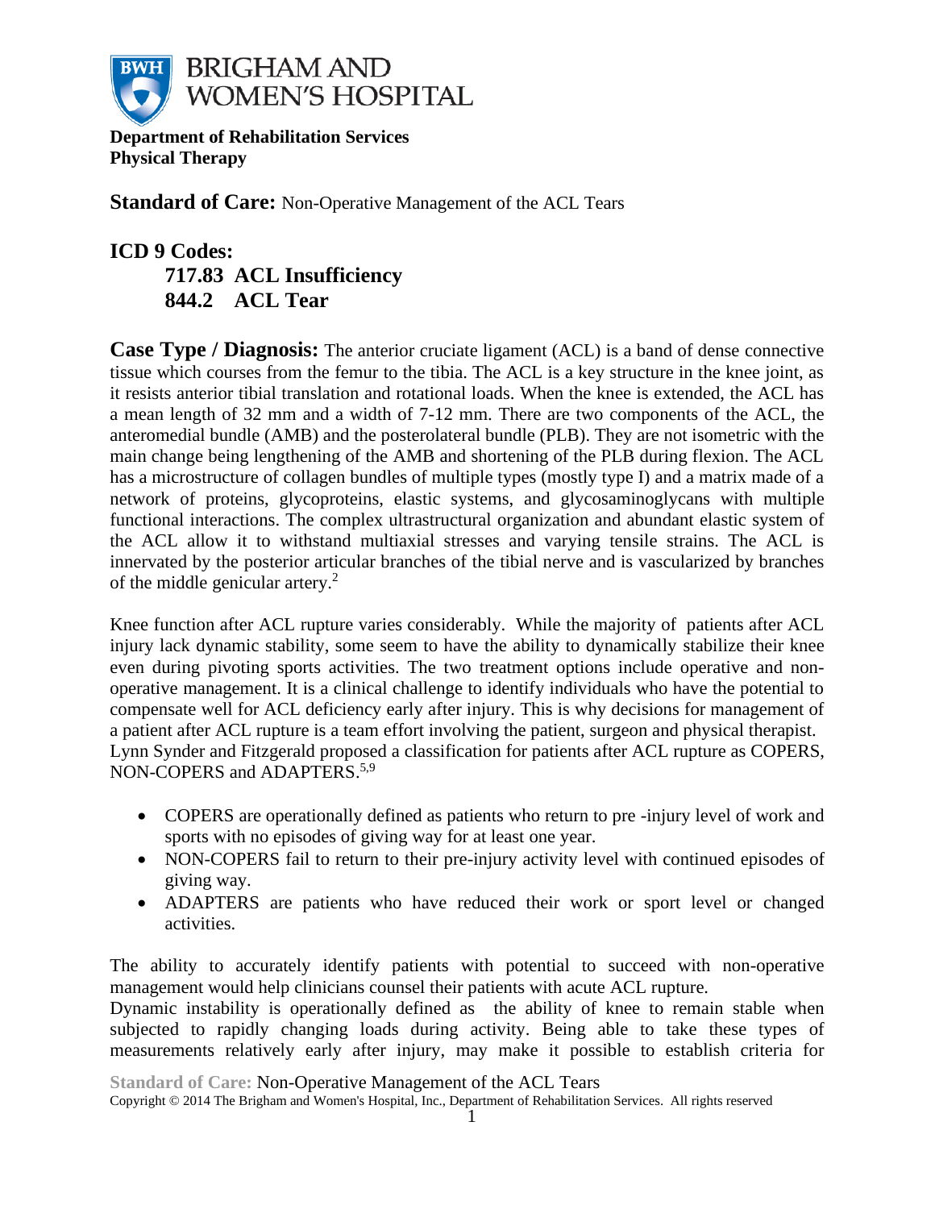**BRIGHAM AND WOMEN'S HOSPITAL**

**Department of Rehabilitation Services**
**Physical Therapy**

**Standard of Care:** Non-Operative Management of the ACL Tears

**ICD 9 Codes:**
**717.83 ACL Insufficiency**
**844.2 ACL Tear**

**Case Type / Diagnosis:** The anterior cruciate ligament (ACL) is a band of dense connective tissue which courses from the femur to the tibia. The ACL is a key structure in the knee joint, as it resists anterior tibial translation and rotational loads. When the knee is extended, the ACL has a mean length of 32 mm and a width of 7-12 mm. There are two components of the ACL, the anteromedial bundle (AMB) and the posterolateral bundle (PLB). They are not isometric with the main change being lengthening of the AMB and shortening of the PLB during flexion. The ACL has a microstructure of collagen bundles of multiple types (mostly type I) and a matrix made of a network of proteins, glycoproteins, elastic systems, and glycosaminoglycans with multiple functional interactions. The complex ultrastructural organization and abundant elastic system of the ACL allow it to withstand multiaxial stresses and varying tensile strains. The ACL is innervated by the posterior articular branches of the tibial nerve and is vascularized by branches of the middle genicular artery.[2]

Knee function after ACL rupture varies considerably. While the majority of patients after ACL injury lack dynamic stability, some seem to have the ability to dynamically stabilize their knee even during pivoting sports activities. The two treatment options include operative and non-operative management. It is a clinical challenge to identify individuals who have the potential to compensate well for ACL deficiency early after injury. This is why decisions for management of a patient after ACL rupture is a team effort involving the patient, surgeon and physical therapist. Lynn Synder and Fitzgerald proposed a classification for patients after ACL rupture as COPERS, NON-COPERS and ADAPTERS.[5,9]

- COPERS are operationally defined as patients who return to pre -injury level of work and sports with no episodes of giving way for at least one year.
- NON-COPERS fail to return to their pre-injury activity level with continued episodes of giving way.
- ADAPTERS are patients who have reduced their work or sport level or changed activities.

The ability to accurately identify patients with potential to succeed with non-operative management would help clinicians counsel their patients with acute ACL rupture.
Dynamic instability is operationally defined as the ability of knee to remain stable when subjected to rapidly changing loads during activity. Being able to take these types of measurements relatively early after injury, may make it possible to establish criteria for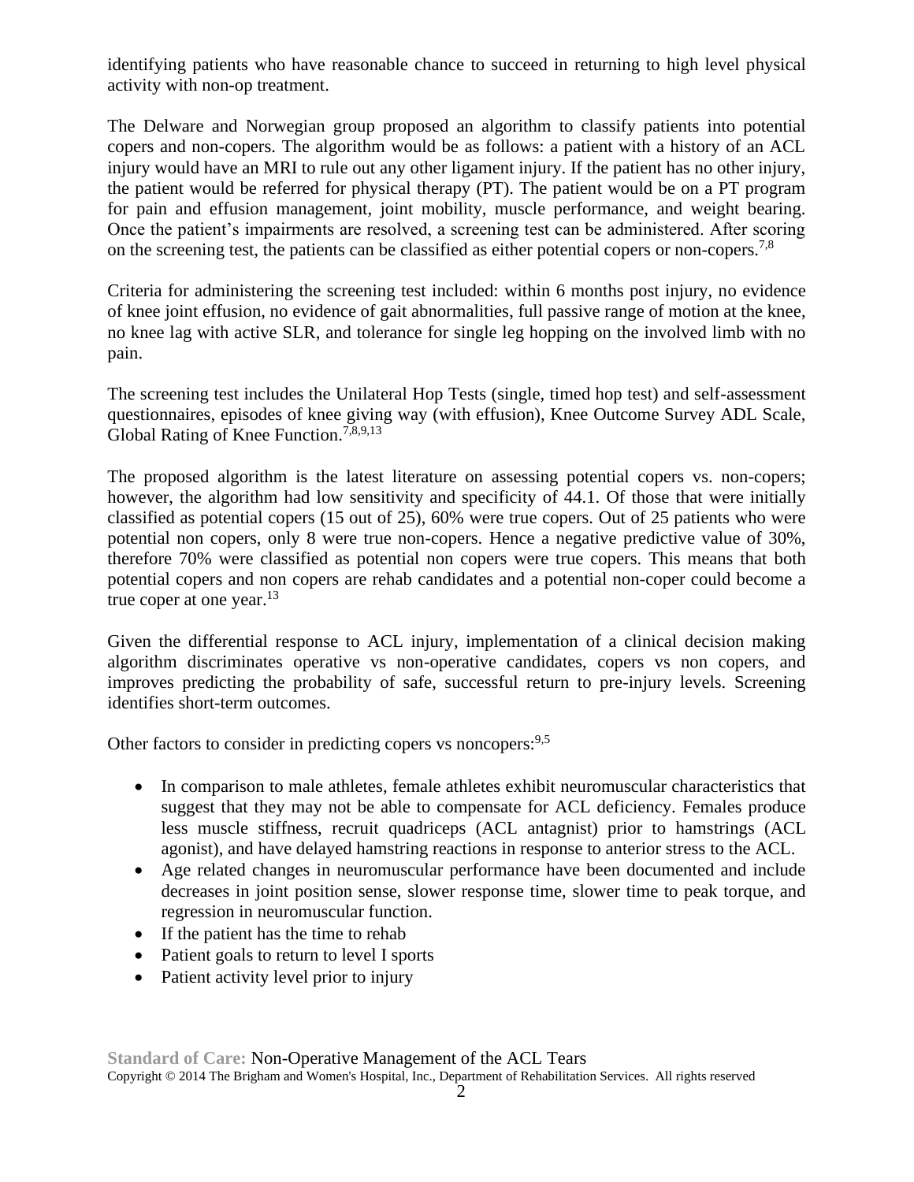identifying patients who have reasonable chance to succeed in returning to high level physical activity with non-op treatment.

The Delware and Norwegian group proposed an algorithm to classify patients into potential copers and non-copers. The algorithm would be as follows: a patient with a history of an ACL injury would have an MRI to rule out any other ligament injury. If the patient has no other injury, the patient would be referred for physical therapy (PT). The patient would be on a PT program for pain and effusion management, joint mobility, muscle performance, and weight bearing. Once the patient's impairments are resolved, a screening test can be administered. After scoring on the screening test, the patients can be classified as either potential copers or non-copers.[7,8]

Criteria for administering the screening test included: within 6 months post injury, no evidence of knee joint effusion, no evidence of gait abnormalities, full passive range of motion at the knee, no knee lag with active SLR, and tolerance for single leg hopping on the involved limb with no pain.

The screening test includes the Unilateral Hop Tests (single, timed hop test) and self-assessment questionnaires, episodes of knee giving way (with effusion), Knee Outcome Survey ADL Scale, Global Rating of Knee Function.[7,8,9,13]

The proposed algorithm is the latest literature on assessing potential copers vs. non-copers; however, the algorithm had low sensitivity and specificity of 44.1. Of those that were initially classified as potential copers (15 out of 25), 60% were true copers. Out of 25 patients who were potential non copers, only 8 were true non-copers. Hence a negative predictive value of 30%, therefore 70% were classified as potential non copers were true copers. This means that both potential copers and non copers are rehab candidates and a potential non-coper could become a true coper at one year.[13]

Given the differential response to ACL injury, implementation of a clinical decision making algorithm discriminates operative vs non-operative candidates, copers vs non copers, and improves predicting the probability of safe, successful return to pre-injury levels. Screening identifies short-term outcomes.

Other factors to consider in predicting copers vs noncopers:[9,5]

- In comparison to male athletes, female athletes exhibit neuromuscular characteristics that suggest that they may not be able to compensate for ACL deficiency. Females produce less muscle stiffness, recruit quadriceps (ACL antagnist) prior to hamstrings (ACL agonist), and have delayed hamstring reactions in response to anterior stress to the ACL.
- Age related changes in neuromuscular performance have been documented and include decreases in joint position sense, slower response time, slower time to peak torque, and regression in neuromuscular function.
- If the patient has the time to rehab
- Patient goals to return to level I sports
- Patient activity level prior to injury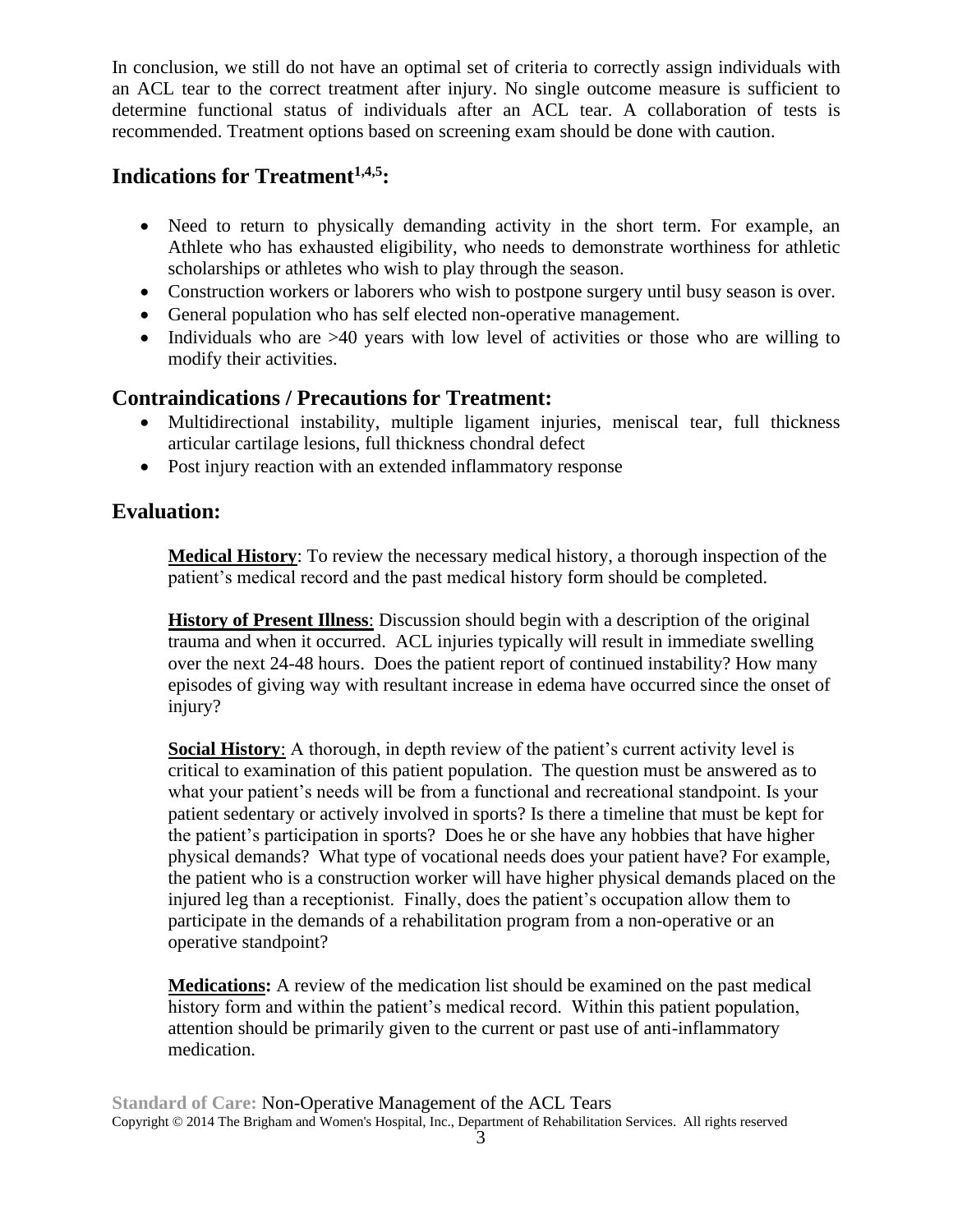In conclusion, we still do not have an optimal set of criteria to correctly assign individuals with an ACL tear to the correct treatment after injury. No single outcome measure is sufficient to determine functional status of individuals after an ACL tear. A collaboration of tests is recommended. Treatment options based on screening exam should be done with caution.

## Indications for Treatment[1,4,5]:

- Need to return to physically demanding activity in the short term. For example, an Athlete who has exhausted eligibility, who needs to demonstrate worthiness for athletic scholarships or athletes who wish to play through the season.
- Construction workers or laborers who wish to postpone surgery until busy season is over.
- General population who has self elected non-operative management.
- Individuals who are >40 years with low level of activities or those who are willing to modify their activities.

## Contraindications / Precautions for Treatment:

- Multidirectional instability, multiple ligament injuries, meniscal tear, full thickness articular cartilage lesions, full thickness chondral defect
- Post injury reaction with an extended inflammatory response

## Evaluation:

**Medical History**: To review the necessary medical history, a thorough inspection of the patient's medical record and the past medical history form should be completed.

**History of Present Illness**: Discussion should begin with a description of the original trauma and when it occurred. ACL injuries typically will result in immediate swelling over the next 24-48 hours. Does the patient report of continued instability? How many episodes of giving way with resultant increase in edema have occurred since the onset of injury?

**Social History**: A thorough, in depth review of the patient's current activity level is critical to examination of this patient population. The question must be answered as to what your patient's needs will be from a functional and recreational standpoint. Is your patient sedentary or actively involved in sports? Is there a timeline that must be kept for the patient's participation in sports? Does he or she have any hobbies that have higher physical demands? What type of vocational needs does your patient have? For example, the patient who is a construction worker will have higher physical demands placed on the injured leg than a receptionist. Finally, does the patient's occupation allow them to participate in the demands of a rehabilitation program from a non-operative or an operative standpoint?

**Medications:** A review of the medication list should be examined on the past medical history form and within the patient's medical record. Within this patient population, attention should be primarily given to the current or past use of anti-inflammatory medication.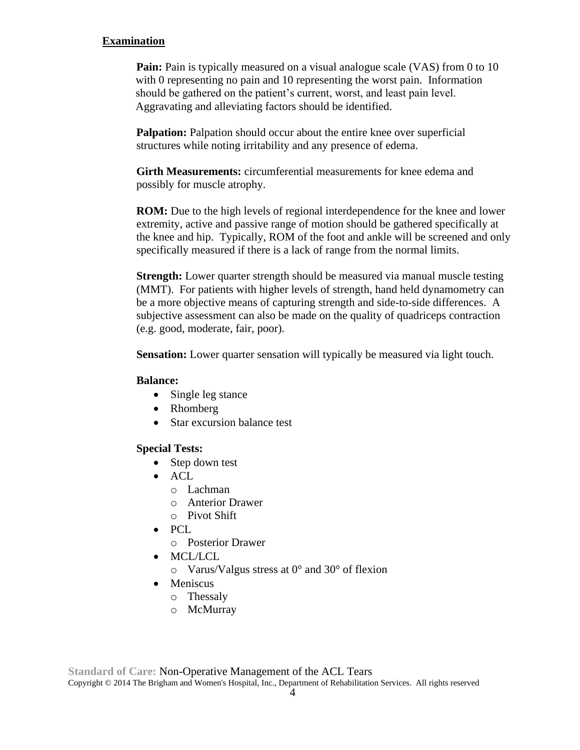## Examination

**Pain:** Pain is typically measured on a visual analogue scale (VAS) from 0 to 10 with 0 representing no pain and 10 representing the worst pain. Information should be gathered on the patient's current, worst, and least pain level. Aggravating and alleviating factors should be identified.

**Palpation:** Palpation should occur about the entire knee over superficial structures while noting irritability and any presence of edema.

**Girth Measurements:** circumferential measurements for knee edema and possibly for muscle atrophy.

**ROM:** Due to the high levels of regional interdependence for the knee and lower extremity, active and passive range of motion should be gathered specifically at the knee and hip. Typically, ROM of the foot and ankle will be screened and only specifically measured if there is a lack of range from the normal limits.

**Strength:** Lower quarter strength should be measured via manual muscle testing (MMT). For patients with higher levels of strength, hand held dynamometry can be a more objective means of capturing strength and side-to-side differences. A subjective assessment can also be made on the quality of quadriceps contraction (e.g. good, moderate, fair, poor).

**Sensation:** Lower quarter sensation will typically be measured via light touch.

**Balance:**

- Single leg stance
- Rhomberg
- Star excursion balance test

**Special Tests:**

- Step down test
- ACL
    - Lachman
    - Anterior Drawer
    - Pivot Shift
- PCL
    - Posterior Drawer
- MCL/LCL
    - Varus/Valgus stress at 0° and 30° of flexion
- Meniscus
    - Thessaly
    - McMurray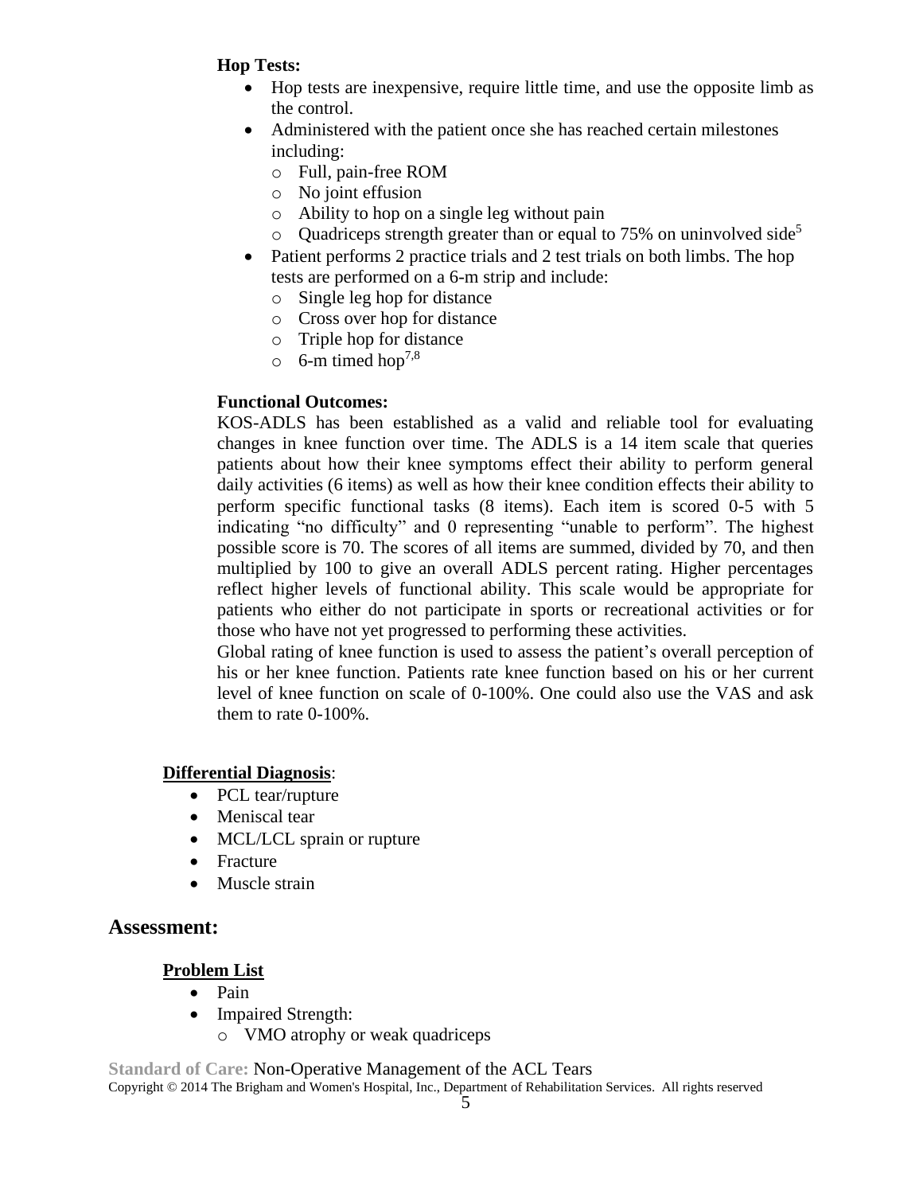**Hop Tests:**

- Hop tests are inexpensive, require little time, and use the opposite limb as the control.
- Administered with the patient once she has reached certain milestones including:
  - Full, pain-free ROM
  - No joint effusion
  - Ability to hop on a single leg without pain
  - Quadriceps strength greater than or equal to 75% on uninvolved side[5]
- Patient performs 2 practice trials and 2 test trials on both limbs. The hop tests are performed on a 6-m strip and include:
  - Single leg hop for distance
  - Cross over hop for distance
  - Triple hop for distance
  - 6-m timed hop[7,8]

**Functional Outcomes:**

KOS-ADLS has been established as a valid and reliable tool for evaluating changes in knee function over time. The ADLS is a 14 item scale that queries patients about how their knee symptoms effect their ability to perform general daily activities (6 items) as well as how their knee condition effects their ability to perform specific functional tasks (8 items). Each item is scored 0-5 with 5 indicating "no difficulty" and 0 representing "unable to perform". The highest possible score is 70. The scores of all items are summed, divided by 70, and then multiplied by 100 to give an overall ADLS percent rating. Higher percentages reflect higher levels of functional ability. This scale would be appropriate for patients who either do not participate in sports or recreational activities or for those who have not yet progressed to performing these activities.

Global rating of knee function is used to assess the patient's overall perception of his or her knee function. Patients rate knee function based on his or her current level of knee function on scale of 0-100%. One could also use the VAS and ask them to rate 0-100%.

**Differential Diagnosis**:

- PCL tear/rupture
- Meniscal tear
- MCL/LCL sprain or rupture
- Fracture
- Muscle strain

## Assessment:

**Problem List**

- Pain
- Impaired Strength:
  - VMO atrophy or weak quadriceps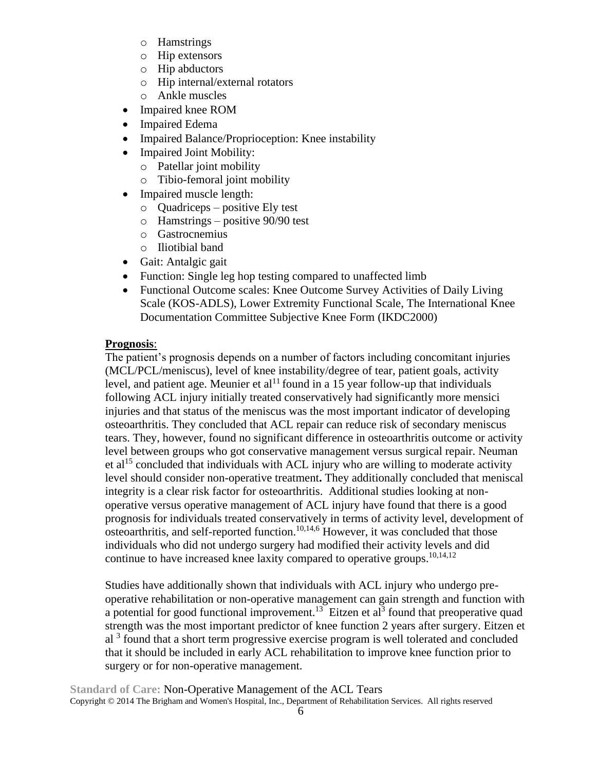- Hamstrings
  - Hip extensors
  - Hip abductors
  - Hip internal/external rotators
  - Ankle muscles
- Impaired knee ROM
- Impaired Edema
- Impaired Balance/Proprioception: Knee instability
- Impaired Joint Mobility:
  - Patellar joint mobility
  - Tibio-femoral joint mobility
- Impaired muscle length:
  - Quadriceps – positive Ely test
  - Hamstrings – positive 90/90 test
  - Gastrocnemius
  - Iliotibial band
- Gait: Antalgic gait
- Function: Single leg hop testing compared to unaffected limb
- Functional Outcome scales: Knee Outcome Survey Activities of Daily Living Scale (KOS-ADLS), Lower Extremity Functional Scale, The International Knee Documentation Committee Subjective Knee Form (IKDC2000)

**Prognosis**:

The patient's prognosis depends on a number of factors including concomitant injuries (MCL/PCL/meniscus), level of knee instability/degree of tear, patient goals, activity level, and patient age. Meunier et al[11] found in a 15 year follow-up that individuals following ACL injury initially treated conservatively had significantly more mensici injuries and that status of the meniscus was the most important indicator of developing osteoarthritis. They concluded that ACL repair can reduce risk of secondary meniscus tears. They, however, found no significant difference in osteoarthritis outcome or activity level between groups who got conservative management versus surgical repair. Neuman et al[15] concluded that individuals with ACL injury who are willing to moderate activity level should consider non-operative treatment**.** They additionally concluded that meniscal integrity is a clear risk factor for osteoarthritis. Additional studies looking at non-operative versus operative management of ACL injury have found that there is a good prognosis for individuals treated conservatively in terms of activity level, development of osteoarthritis, and self-reported function.[10,14,6] However, it was concluded that those individuals who did not undergo surgery had modified their activity levels and did continue to have increased knee laxity compared to operative groups.[10,14,12]

Studies have additionally shown that individuals with ACL injury who undergo pre-operative rehabilitation or non-operative management can gain strength and function with a potential for good functional improvement.[13] Eitzen et al[3] found that preoperative quad strength was the most important predictor of knee function 2 years after surgery. Eitzen et al [3] found that a short term progressive exercise program is well tolerated and concluded that it should be included in early ACL rehabilitation to improve knee function prior to surgery or for non-operative management.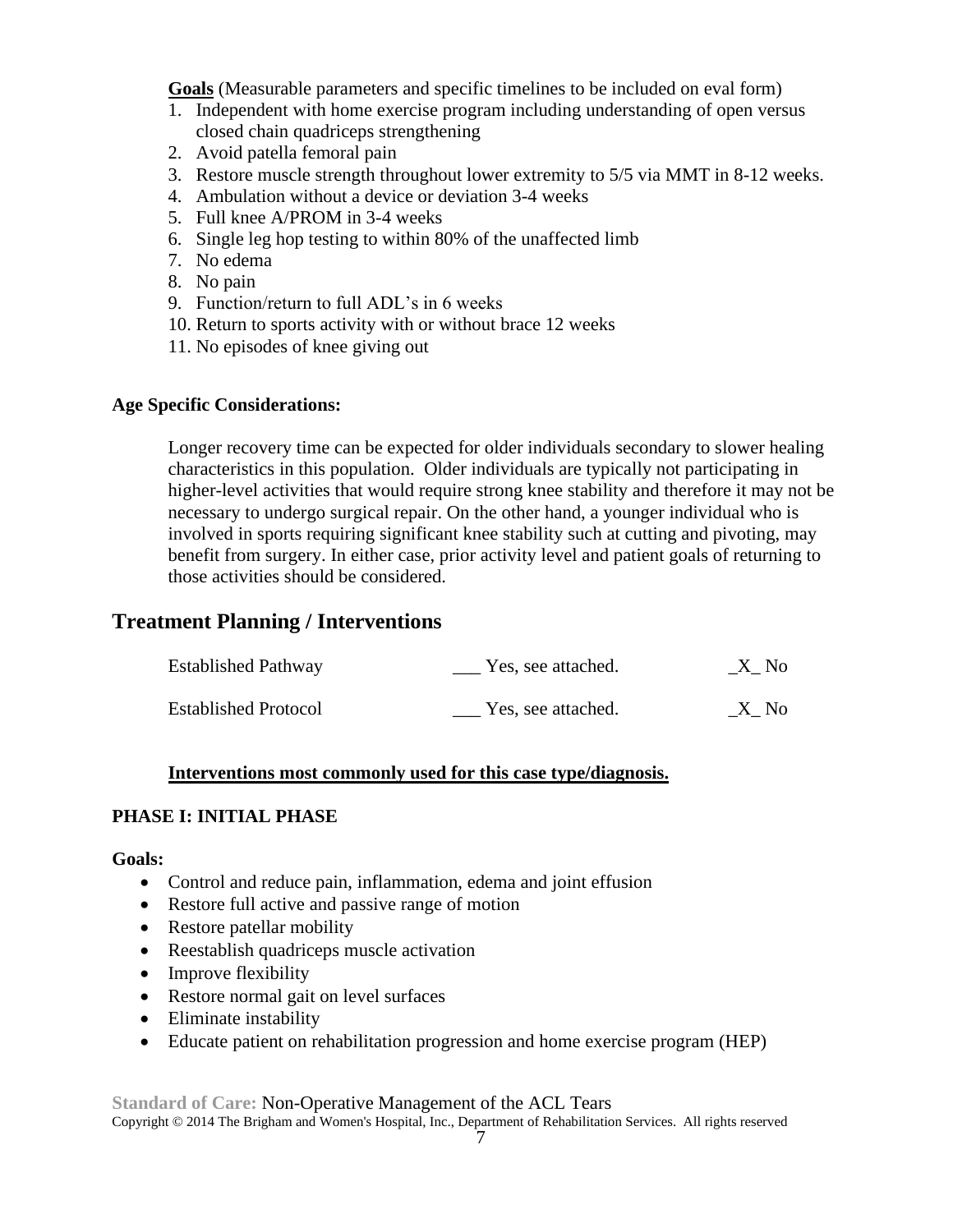**Goals** (Measurable parameters and specific timelines to be included on eval form)

1. Independent with home exercise program including understanding of open versus closed chain quadriceps strengthening
2. Avoid patella femoral pain
3. Restore muscle strength throughout lower extremity to 5/5 via MMT in 8-12 weeks.
4. Ambulation without a device or deviation 3-4 weeks
5. Full knee A/PROM in 3-4 weeks
6. Single leg hop testing to within 80% of the unaffected limb
7. No edema
8. No pain
9. Function/return to full ADL's in 6 weeks
10. Return to sports activity with or without brace 12 weeks
11. No episodes of knee giving out

**Age Specific Considerations:**

Longer recovery time can be expected for older individuals secondary to slower healing characteristics in this population. Older individuals are typically not participating in higher-level activities that would require strong knee stability and therefore it may not be necessary to undergo surgical repair. On the other hand, a younger individual who is involved in sports requiring significant knee stability such at cutting and pivoting, may benefit from surgery. In either case, prior activity level and patient goals of returning to those activities should be considered.

## Treatment Planning / Interventions

| | | |
|---|---|---|
| Established Pathway | ___ Yes, see attached. | _X_ No |
| Established Protocol | ___ Yes, see attached. | _X_ No |

**Interventions most commonly used for this case type/diagnosis.**

**PHASE I: INITIAL PHASE**

**Goals:**

- Control and reduce pain, inflammation, edema and joint effusion
- Restore full active and passive range of motion
- Restore patellar mobility
- Reestablish quadriceps muscle activation
- Improve flexibility
- Restore normal gait on level surfaces
- Eliminate instability
- Educate patient on rehabilitation progression and home exercise program (HEP)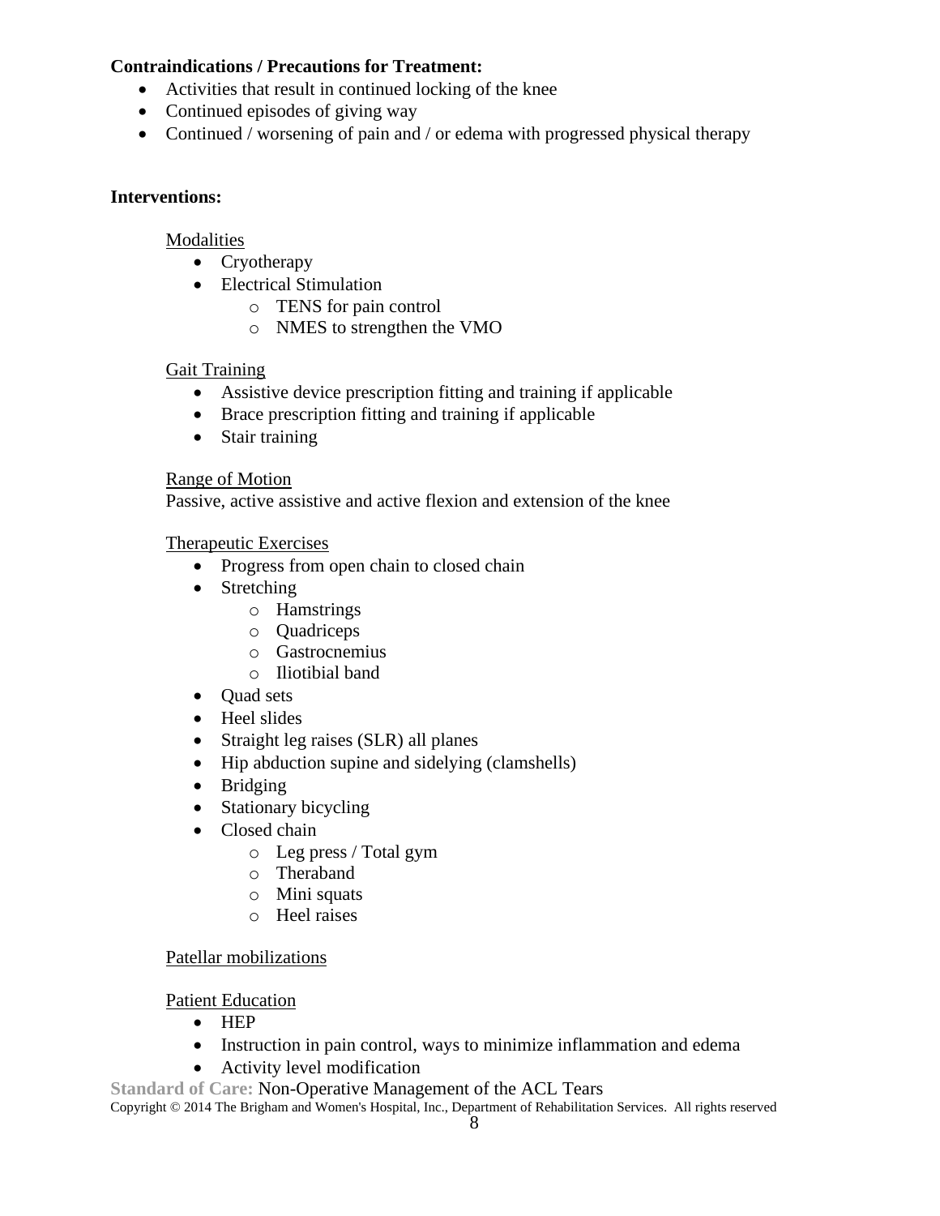**Contraindications / Precautions for Treatment:**

- Activities that result in continued locking of the knee
- Continued episodes of giving way
- Continued / worsening of pain and / or edema with progressed physical therapy

**Interventions:**

Modalities

- Cryotherapy
- Electrical Stimulation
    - TENS for pain control
    - NMES to strengthen the VMO

Gait Training

- Assistive device prescription fitting and training if applicable
- Brace prescription fitting and training if applicable
- Stair training

Range of Motion

Passive, active assistive and active flexion and extension of the knee

Therapeutic Exercises

- Progress from open chain to closed chain
- Stretching
    - Hamstrings
    - Quadriceps
    - Gastrocnemius
    - Iliotibial band
- Quad sets
- Heel slides
- Straight leg raises (SLR) all planes
- Hip abduction supine and sidelying (clamshells)
- Bridging
- Stationary bicycling
- Closed chain
    - Leg press / Total gym
    - Theraband
    - Mini squats
    - Heel raises

Patellar mobilizations

Patient Education

- HEP
- Instruction in pain control, ways to minimize inflammation and edema
- Activity level modification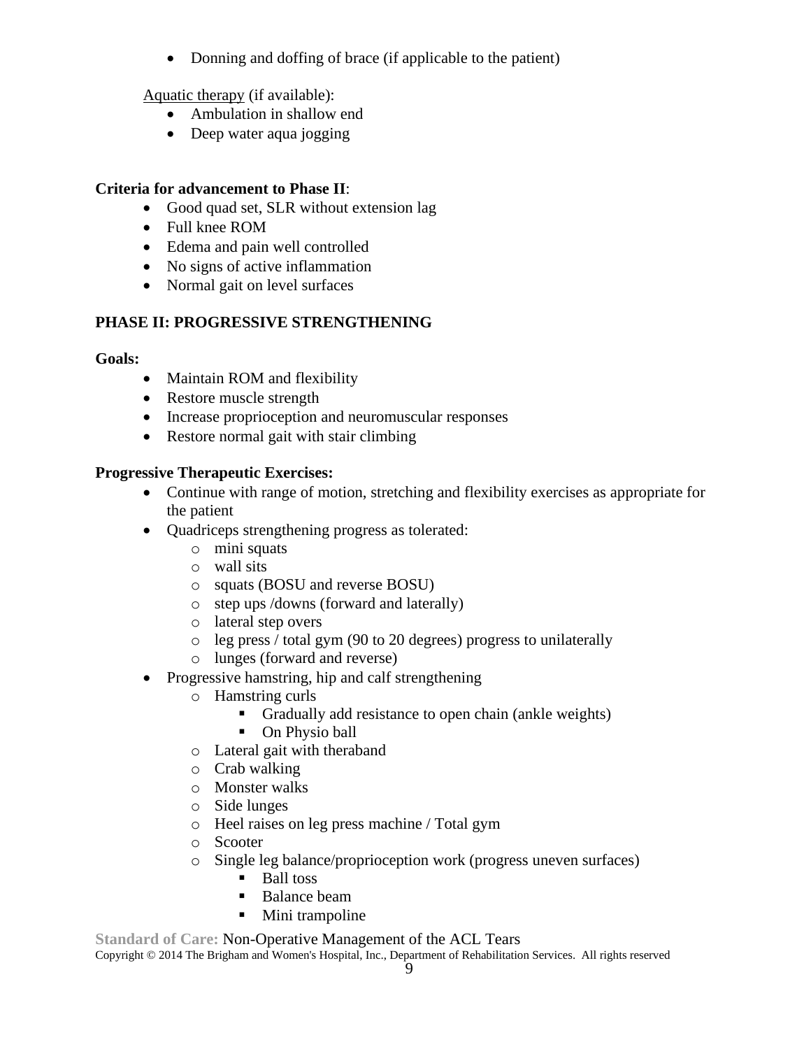- Donning and doffing of brace (if applicable to the patient)

Aquatic therapy (if available):

- Ambulation in shallow end
- Deep water aqua jogging

**Criteria for advancement to Phase II**:

- Good quad set, SLR without extension lag
- Full knee ROM
- Edema and pain well controlled
- No signs of active inflammation
- Normal gait on level surfaces

## PHASE II: PROGRESSIVE STRENGTHENING

**Goals:**

- Maintain ROM and flexibility
- Restore muscle strength
- Increase proprioception and neuromuscular responses
- Restore normal gait with stair climbing

**Progressive Therapeutic Exercises:**

- Continue with range of motion, stretching and flexibility exercises as appropriate for the patient
- Quadriceps strengthening progress as tolerated:
  - mini squats
  - wall sits
  - squats (BOSU and reverse BOSU)
  - step ups /downs (forward and laterally)
  - lateral step overs
  - leg press / total gym (90 to 20 degrees) progress to unilaterally
  - lunges (forward and reverse)
- Progressive hamstring, hip and calf strengthening
  - Hamstring curls
    - Gradually add resistance to open chain (ankle weights)
    - On Physio ball
  - Lateral gait with theraband
  - Crab walking
  - Monster walks
  - Side lunges
  - Heel raises on leg press machine / Total gym
  - Scooter
  - Single leg balance/proprioception work (progress uneven surfaces)
    - Ball toss
    - Balance beam
    - Mini trampoline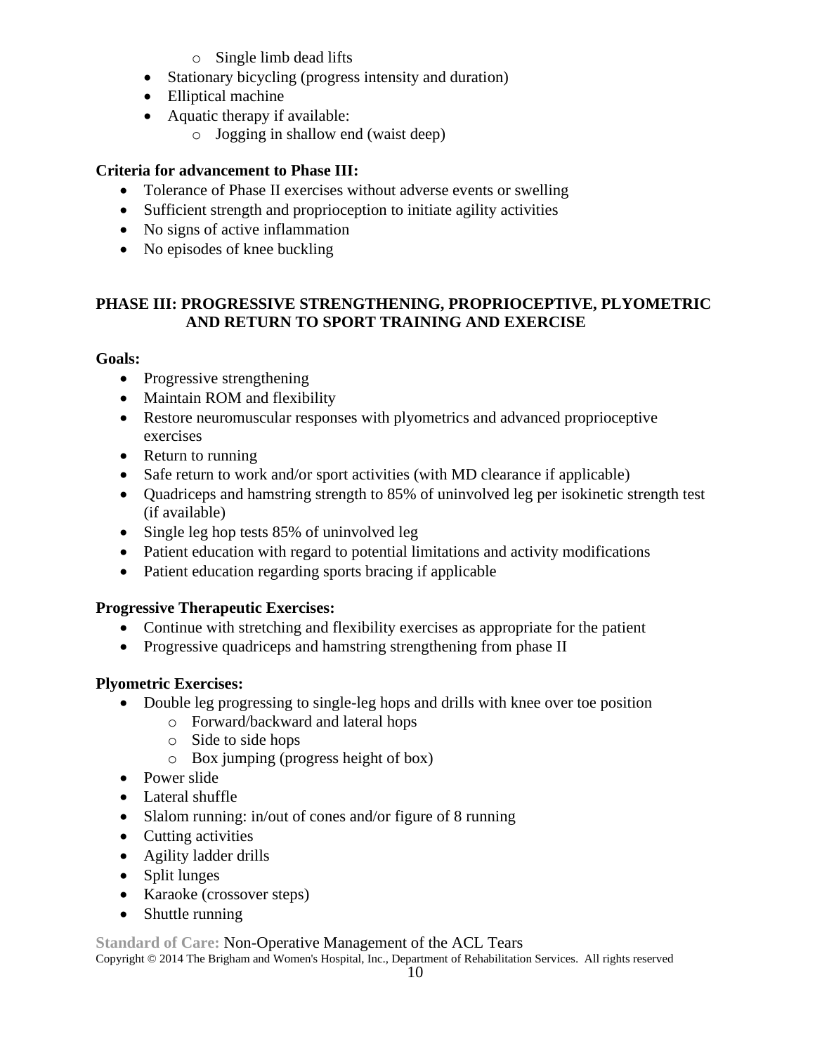- Single limb dead lifts
- Stationary bicycling (progress intensity and duration)
- Elliptical machine
- Aquatic therapy if available:
    - Jogging in shallow end (waist deep)

**Criteria for advancement to Phase III:**

- Tolerance of Phase II exercises without adverse events or swelling
- Sufficient strength and proprioception to initiate agility activities
- No signs of active inflammation
- No episodes of knee buckling

## PHASE III: PROGRESSIVE STRENGTHENING, PROPRIOCEPTIVE, PLYOMETRIC AND RETURN TO SPORT TRAINING AND EXERCISE

**Goals:**

- Progressive strengthening
- Maintain ROM and flexibility
- Restore neuromuscular responses with plyometrics and advanced proprioceptive exercises
- Return to running
- Safe return to work and/or sport activities (with MD clearance if applicable)
- Quadriceps and hamstring strength to 85% of uninvolved leg per isokinetic strength test (if available)
- Single leg hop tests 85% of uninvolved leg
- Patient education with regard to potential limitations and activity modifications
- Patient education regarding sports bracing if applicable

**Progressive Therapeutic Exercises:**

- Continue with stretching and flexibility exercises as appropriate for the patient
- Progressive quadriceps and hamstring strengthening from phase II

**Plyometric Exercises:**

- Double leg progressing to single-leg hops and drills with knee over toe position
    - Forward/backward and lateral hops
    - Side to side hops
    - Box jumping (progress height of box)
- Power slide
- Lateral shuffle
- Slalom running: in/out of cones and/or figure of 8 running
- Cutting activities
- Agility ladder drills
- Split lunges
- Karaoke (crossover steps)
- Shuttle running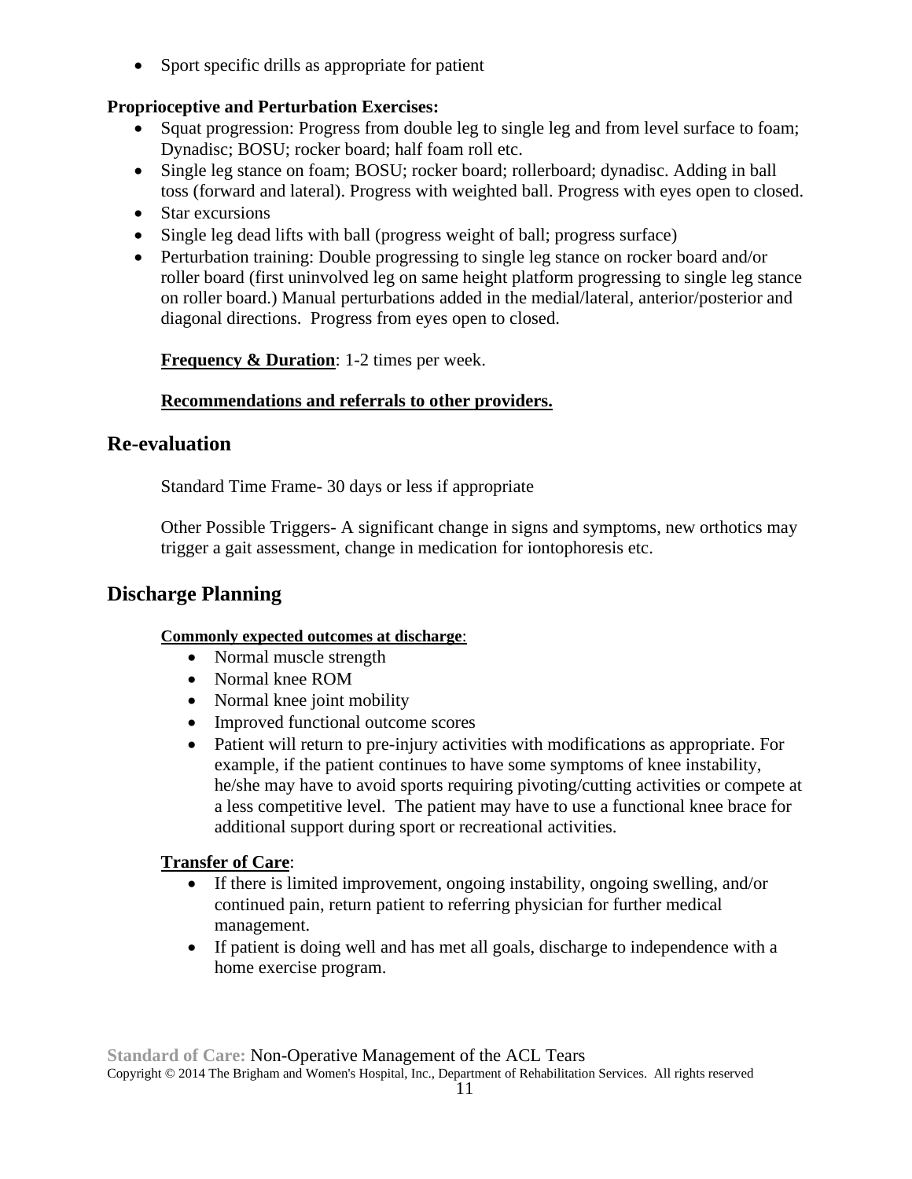- Sport specific drills as appropriate for patient

**Proprioceptive and Perturbation Exercises:**

- Squat progression: Progress from double leg to single leg and from level surface to foam; Dynadisc; BOSU; rocker board; half foam roll etc.
- Single leg stance on foam; BOSU; rocker board; rollerboard; dynadisc. Adding in ball toss (forward and lateral). Progress with weighted ball. Progress with eyes open to closed.
- Star excursions
- Single leg dead lifts with ball (progress weight of ball; progress surface)
- Perturbation training: Double progressing to single leg stance on rocker board and/or roller board (first uninvolved leg on same height platform progressing to single leg stance on roller board.) Manual perturbations added in the medial/lateral, anterior/posterior and diagonal directions. Progress from eyes open to closed.

**Frequency & Duration**: 1-2 times per week.

**Recommendations and referrals to other providers.**

## Re-evaluation

Standard Time Frame- 30 days or less if appropriate

Other Possible Triggers- A significant change in signs and symptoms, new orthotics may trigger a gait assessment, change in medication for iontophoresis etc.

## Discharge Planning

**Commonly expected outcomes at discharge**:

- Normal muscle strength
- Normal knee ROM
- Normal knee joint mobility
- Improved functional outcome scores
- Patient will return to pre-injury activities with modifications as appropriate. For example, if the patient continues to have some symptoms of knee instability, he/she may have to avoid sports requiring pivoting/cutting activities or compete at a less competitive level. The patient may have to use a functional knee brace for additional support during sport or recreational activities.

**Transfer of Care**:

- If there is limited improvement, ongoing instability, ongoing swelling, and/or continued pain, return patient to referring physician for further medical management.
- If patient is doing well and has met all goals, discharge to independence with a home exercise program.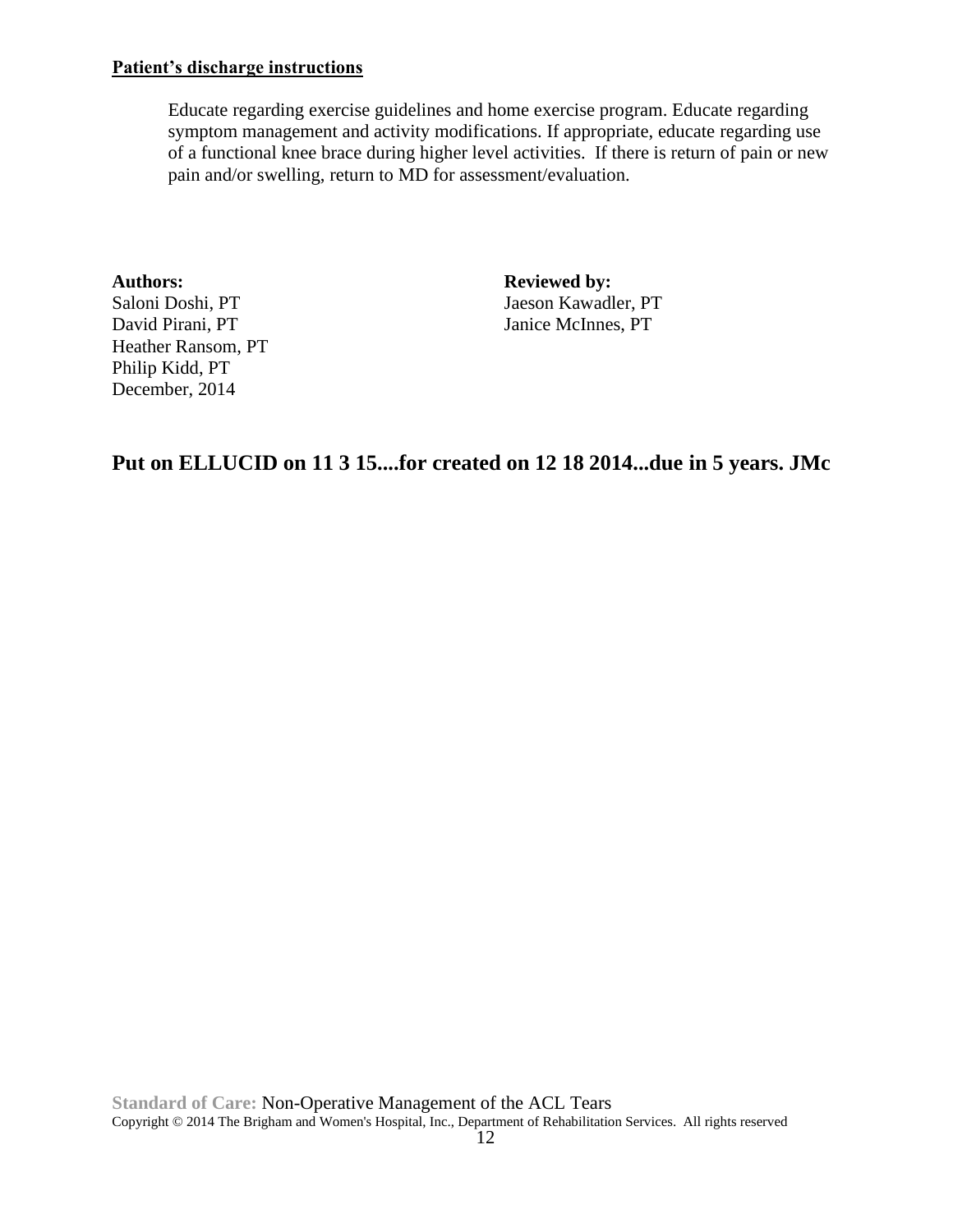**Patient's discharge instructions**

Educate regarding exercise guidelines and home exercise program. Educate regarding symptom management and activity modifications. If appropriate, educate regarding use of a functional knee brace during higher level activities. If there is return of pain or new pain and/or swelling, return to MD for assessment/evaluation.

**Authors:**
Saloni Doshi, PT
David Pirani, PT
Heather Ransom, PT
Philip Kidd, PT
December, 2014

**Reviewed by:**
Jaeson Kawadler, PT
Janice McInnes, PT

**Put on ELLUCID on 11 3 15....for created on 12 18 2014...due in 5 years. JMc**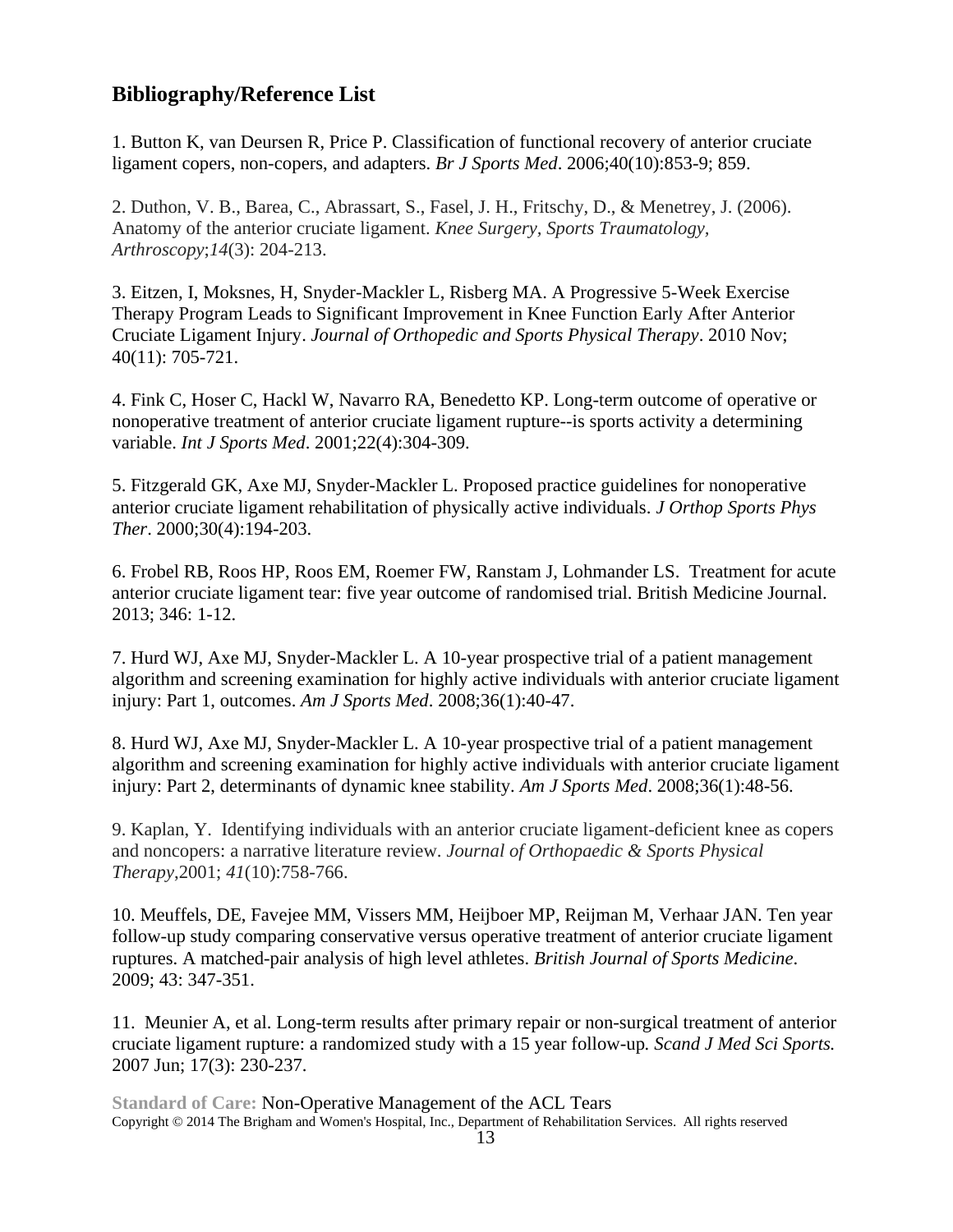## Bibliography/Reference List

1. Button K, van Deursen R, Price P. Classification of functional recovery of anterior cruciate ligament copers, non-copers, and adapters. *Br J Sports Med*. 2006;40(10):853-9; 859.

2. Duthon, V. B., Barea, C., Abrassart, S., Fasel, J. H., Fritschy, D., & Menetrey, J. (2006). Anatomy of the anterior cruciate ligament. *Knee Surgery, Sports Traumatology, Arthroscopy*;*14*(3): 204-213.

3. Eitzen, I, Moksnes, H, Snyder-Mackler L, Risberg MA. A Progressive 5-Week Exercise Therapy Program Leads to Significant Improvement in Knee Function Early After Anterior Cruciate Ligament Injury. *Journal of Orthopedic and Sports Physical Therapy*. 2010 Nov; 40(11): 705-721.

4. Fink C, Hoser C, Hackl W, Navarro RA, Benedetto KP. Long-term outcome of operative or nonoperative treatment of anterior cruciate ligament rupture--is sports activity a determining variable. *Int J Sports Med*. 2001;22(4):304-309.

5. Fitzgerald GK, Axe MJ, Snyder-Mackler L. Proposed practice guidelines for nonoperative anterior cruciate ligament rehabilitation of physically active individuals. *J Orthop Sports Phys Ther*. 2000;30(4):194-203.

6. Frobel RB, Roos HP, Roos EM, Roemer FW, Ranstam J, Lohmander LS. Treatment for acute anterior cruciate ligament tear: five year outcome of randomised trial. British Medicine Journal. 2013; 346: 1-12.

7. Hurd WJ, Axe MJ, Snyder-Mackler L. A 10-year prospective trial of a patient management algorithm and screening examination for highly active individuals with anterior cruciate ligament injury: Part 1, outcomes. *Am J Sports Med*. 2008;36(1):40-47.

8. Hurd WJ, Axe MJ, Snyder-Mackler L. A 10-year prospective trial of a patient management algorithm and screening examination for highly active individuals with anterior cruciate ligament injury: Part 2, determinants of dynamic knee stability. *Am J Sports Med*. 2008;36(1):48-56.

9. Kaplan, Y. Identifying individuals with an anterior cruciate ligament-deficient knee as copers and noncopers: a narrative literature review. *Journal of Orthopaedic & Sports Physical Therapy*,2001; *41*(10):758-766.

10. Meuffels, DE, Favejee MM, Vissers MM, Heijboer MP, Reijman M, Verhaar JAN. Ten year follow-up study comparing conservative versus operative treatment of anterior cruciate ligament ruptures. A matched-pair analysis of high level athletes. *British Journal of Sports Medicine*. 2009; 43: 347-351.

11. Meunier A, et al. Long-term results after primary repair or non-surgical treatment of anterior cruciate ligament rupture: a randomized study with a 15 year follow-up. *Scand J Med Sci Sports.* 2007 Jun; 17(3): 230-237.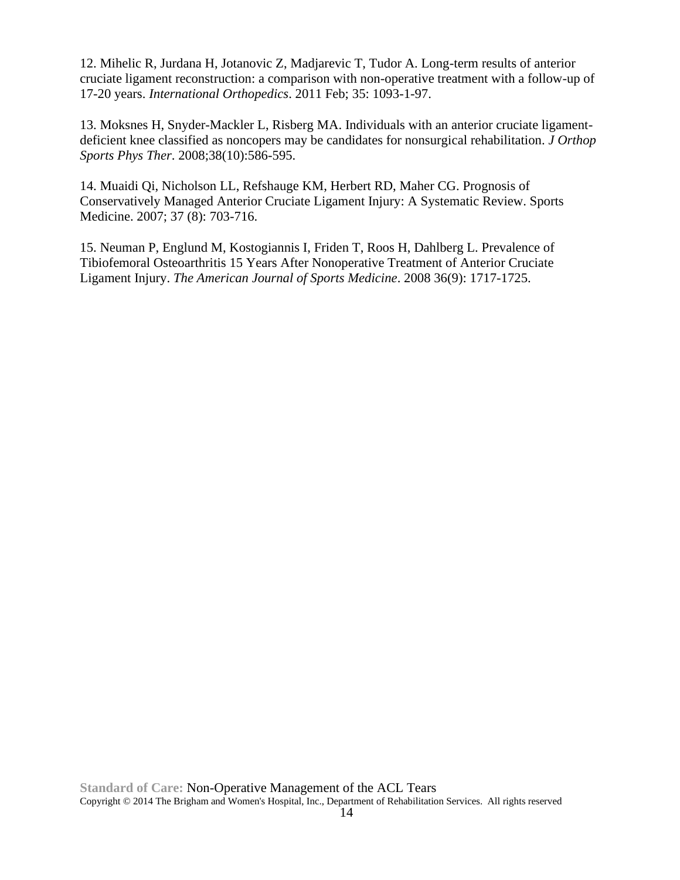12. Mihelic R, Jurdana H, Jotanovic Z, Madjarevic T, Tudor A. Long-term results of anterior cruciate ligament reconstruction: a comparison with non-operative treatment with a follow-up of 17-20 years. *International Orthopedics*. 2011 Feb; 35: 1093-1-97.

13. Moksnes H, Snyder-Mackler L, Risberg MA. Individuals with an anterior cruciate ligament-deficient knee classified as noncopers may be candidates for nonsurgical rehabilitation. *J Orthop Sports Phys Ther*. 2008;38(10):586-595.

14. Muaidi Qi, Nicholson LL, Refshauge KM, Herbert RD, Maher CG. Prognosis of Conservatively Managed Anterior Cruciate Ligament Injury: A Systematic Review. Sports Medicine. 2007; 37 (8): 703-716.

15. Neuman P, Englund M, Kostogiannis I, Friden T, Roos H, Dahlberg L. Prevalence of Tibiofemoral Osteoarthritis 15 Years After Nonoperative Treatment of Anterior Cruciate Ligament Injury. *The American Journal of Sports Medicine*. 2008 36(9): 1717-1725.